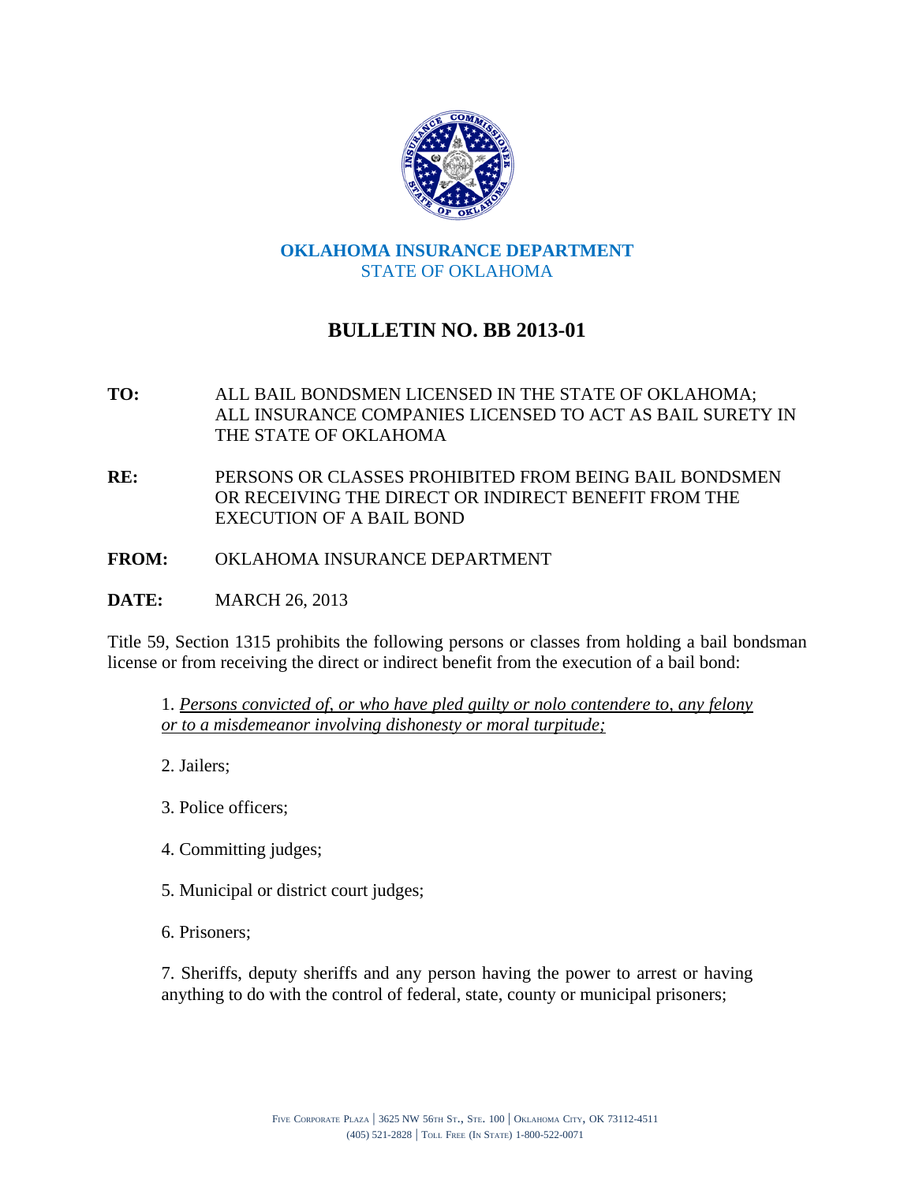**OKLAHOMA INSURANCE DEPARTMENT**
STATE OF OKLAHOMA

# BULLETIN NO. BB 2013-01

**TO:** ALL BAIL BONDSMEN LICENSED IN THE STATE OF OKLAHOMA; ALL INSURANCE COMPANIES LICENSED TO ACT AS BAIL SURETY IN THE STATE OF OKLAHOMA

**RE:** PERSONS OR CLASSES PROHIBITED FROM BEING BAIL BONDSMEN OR RECEIVING THE DIRECT OR INDIRECT BENEFIT FROM THE EXECUTION OF A BAIL BOND

**FROM:** OKLAHOMA INSURANCE DEPARTMENT

**DATE:** MARCH 26, 2013

Title 59, Section 1315 prohibits the following persons or classes from holding a bail bondsman license or from receiving the direct or indirect benefit from the execution of a bail bond:

1. *Persons convicted of, or who have pled guilty or nolo contendere to, any felony or to a misdemeanor involving dishonesty or moral turpitude;*

2. Jailers;

3. Police officers;

4. Committing judges;

5. Municipal or district court judges;

6. Prisoners;

7. Sheriffs, deputy sheriffs and any person having the power to arrest or having anything to do with the control of federal, state, county or municipal prisoners;

Five Corporate Plaza | 3625 NW 56th St., Ste. 100 | Oklahoma City, OK 73112-4511
(405) 521-2828 | Toll Free (In State) 1-800-522-0071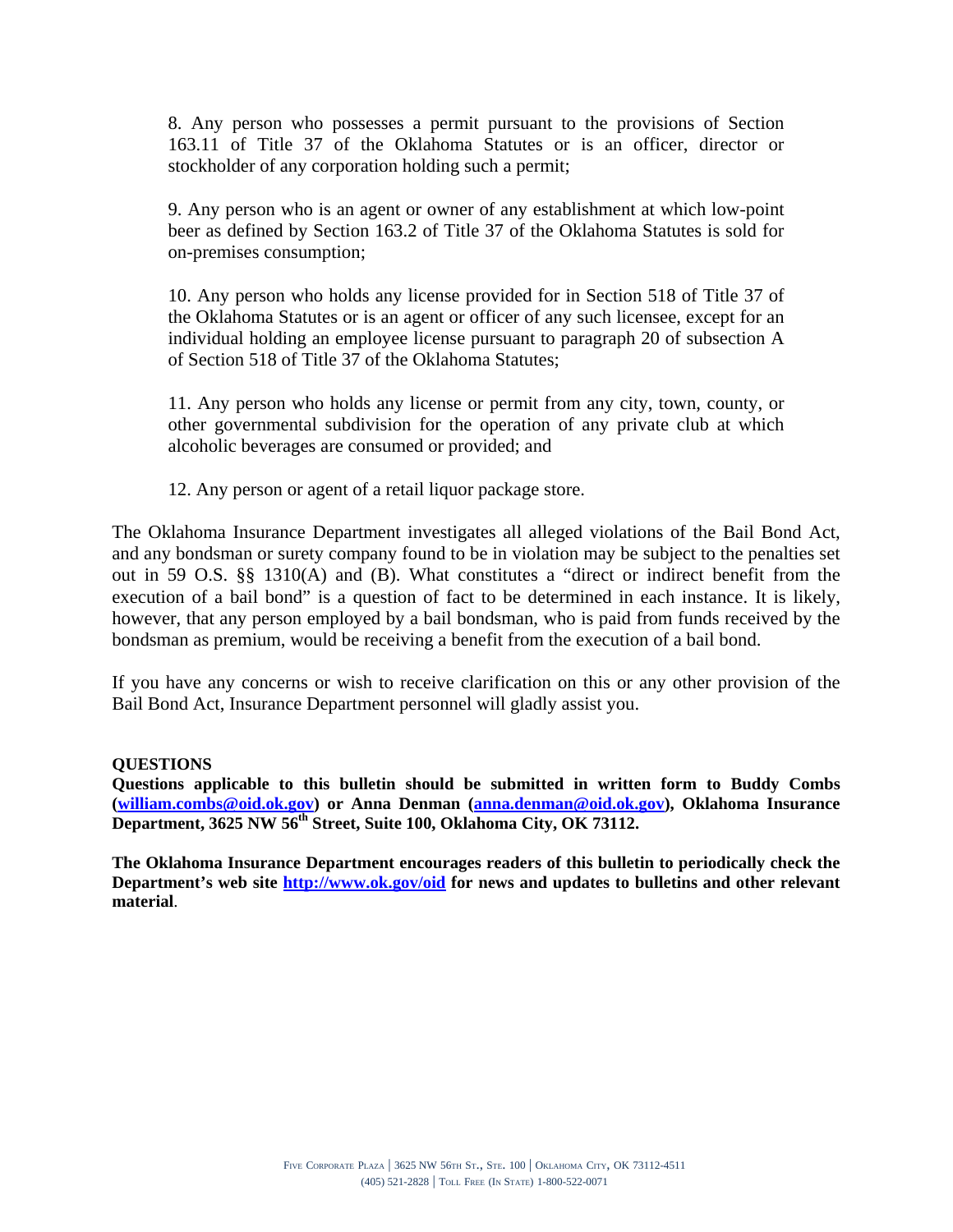8. Any person who possesses a permit pursuant to the provisions of Section 163.11 of Title 37 of the Oklahoma Statutes or is an officer, director or stockholder of any corporation holding such a permit;

9. Any person who is an agent or owner of any establishment at which low-point beer as defined by Section 163.2 of Title 37 of the Oklahoma Statutes is sold for on-premises consumption;

10. Any person who holds any license provided for in Section 518 of Title 37 of the Oklahoma Statutes or is an agent or officer of any such licensee, except for an individual holding an employee license pursuant to paragraph 20 of subsection A of Section 518 of Title 37 of the Oklahoma Statutes;

11. Any person who holds any license or permit from any city, town, county, or other governmental subdivision for the operation of any private club at which alcoholic beverages are consumed or provided; and

12. Any person or agent of a retail liquor package store.

The Oklahoma Insurance Department investigates all alleged violations of the Bail Bond Act, and any bondsman or surety company found to be in violation may be subject to the penalties set out in 59 O.S. §§ 1310(A) and (B). What constitutes a "direct or indirect benefit from the execution of a bail bond" is a question of fact to be determined in each instance. It is likely, however, that any person employed by a bail bondsman, who is paid from funds received by the bondsman as premium, would be receiving a benefit from the execution of a bail bond.

If you have any concerns or wish to receive clarification on this or any other provision of the Bail Bond Act, Insurance Department personnel will gladly assist you.

**QUESTIONS**

**Questions applicable to this bulletin should be submitted in written form to Buddy Combs (william.combs@oid.ok.gov) or Anna Denman (anna.denman@oid.ok.gov), Oklahoma Insurance Department, 3625 NW 56th Street, Suite 100, Oklahoma City, OK 73112.**

**The Oklahoma Insurance Department encourages readers of this bulletin to periodically check the Department's web site http://www.ok.gov/oid for news and updates to bulletins and other relevant material**.

Five Corporate Plaza | 3625 NW 56th St., Ste. 100 | Oklahoma City, OK 73112-4511
(405) 521-2828 | Toll Free (In State) 1-800-522-0071